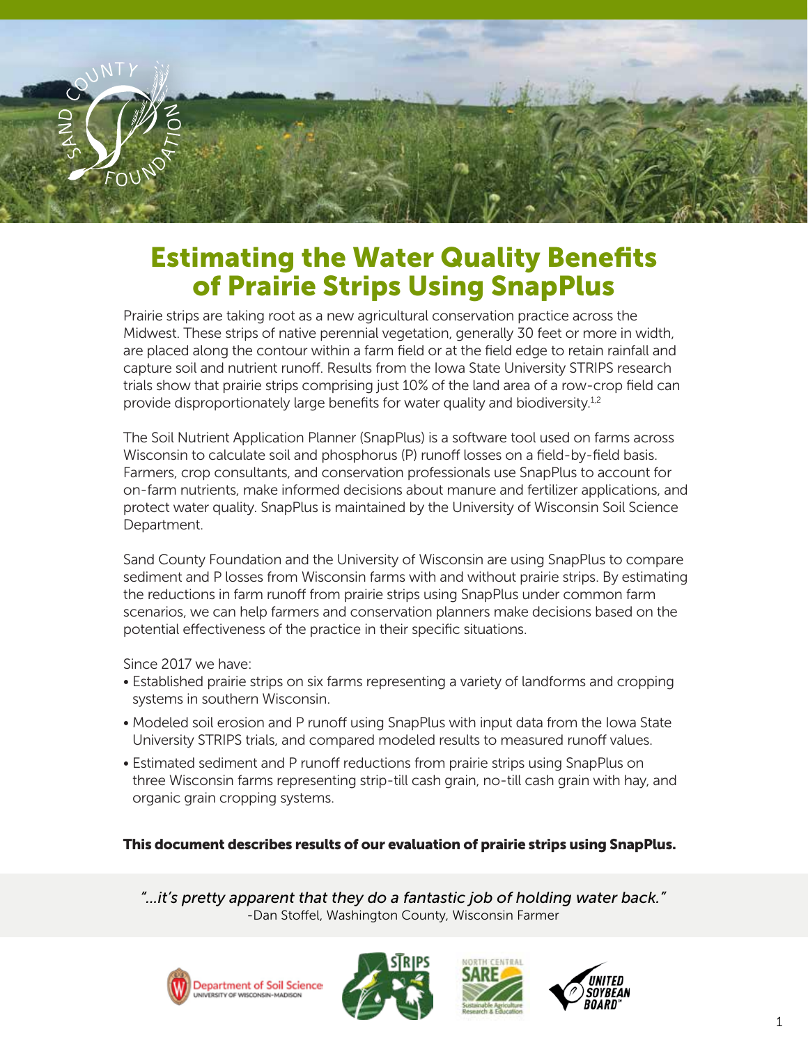# Estimating the Water Quality Benefits of Prairie Strips Using SnapPlus

Prairie strips are taking root as a new agricultural conservation practice across the Midwest. These strips of native perennial vegetation, generally 30 feet or more in width, are placed along the contour within a farm field or at the field edge to retain rainfall and capture soil and nutrient runoff. Results from the Iowa State University STRIPS research trials show that prairie strips comprising just 10% of the land area of a row-crop field can provide disproportionately large benefits for water quality and biodiversity.[1,2]

The Soil Nutrient Application Planner (SnapPlus) is a software tool used on farms across Wisconsin to calculate soil and phosphorus (P) runoff losses on a field-by-field basis. Farmers, crop consultants, and conservation professionals use SnapPlus to account for on-farm nutrients, make informed decisions about manure and fertilizer applications, and protect water quality. SnapPlus is maintained by the University of Wisconsin Soil Science Department.

Sand County Foundation and the University of Wisconsin are using SnapPlus to compare sediment and P losses from Wisconsin farms with and without prairie strips. By estimating the reductions in farm runoff from prairie strips using SnapPlus under common farm scenarios, we can help farmers and conservation planners make decisions based on the potential effectiveness of the practice in their specific situations.

Since 2017 we have:

- Established prairie strips on six farms representing a variety of landforms and cropping systems in southern Wisconsin.
- Modeled soil erosion and P runoff using SnapPlus with input data from the Iowa State University STRIPS trials, and compared modeled results to measured runoff values.
- Estimated sediment and P runoff reductions from prairie strips using SnapPlus on three Wisconsin farms representing strip-till cash grain, no-till cash grain with hay, and organic grain cropping systems.

**This document describes results of our evaluation of prairie strips using SnapPlus.**

*"...it's pretty apparent that they do a fantastic job of holding water back."*
-Dan Stoffel, Washington County, Wisconsin Farmer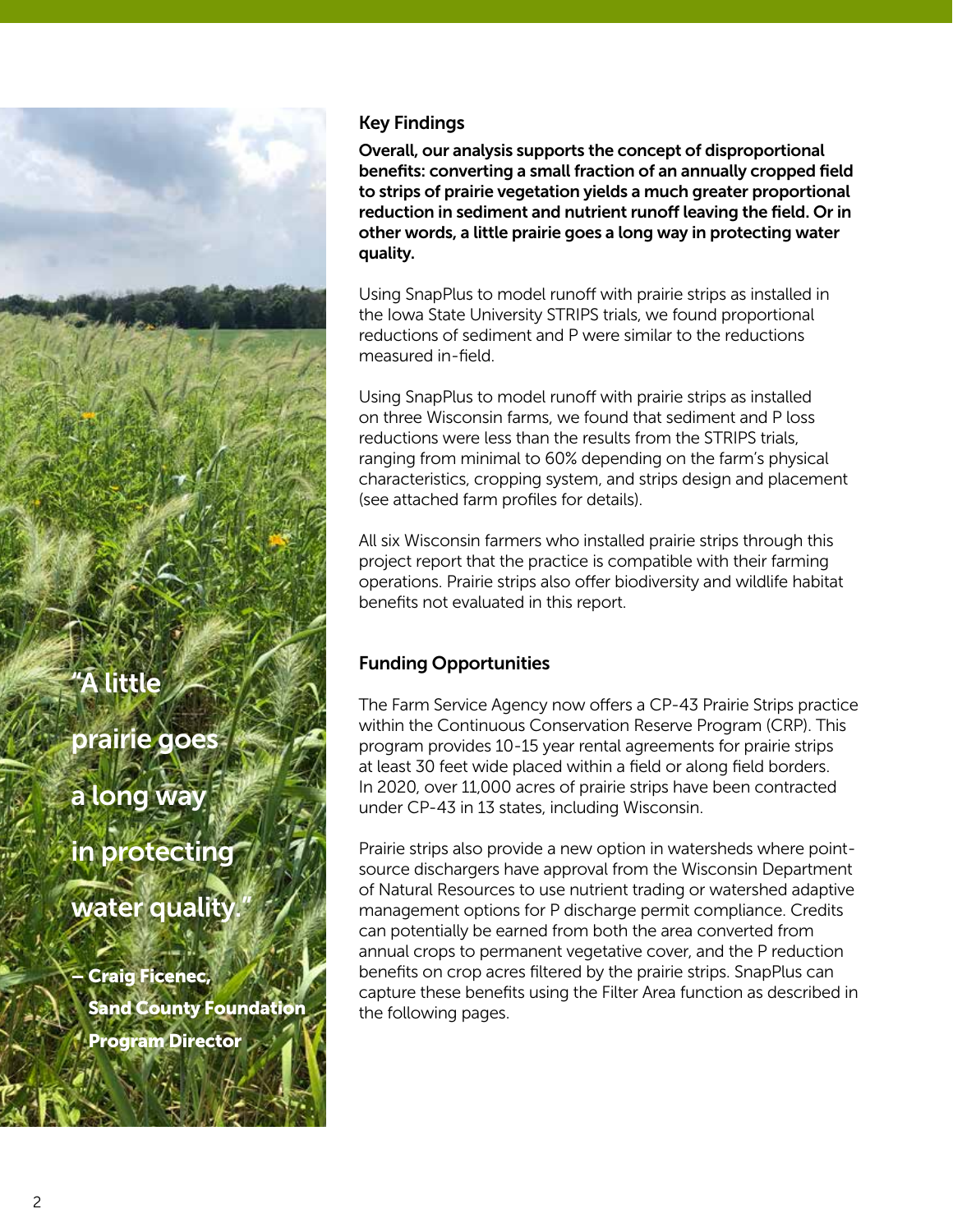> "A little prairie goes a long way in protecting water quality."
>
> – Craig Ficenec, Sand County Foundation Program Director

## Key Findings

**Overall, our analysis supports the concept of disproportional benefits: converting a small fraction of an annually cropped field to strips of prairie vegetation yields a much greater proportional reduction in sediment and nutrient runoff leaving the field. Or in other words, a little prairie goes a long way in protecting water quality.**

Using SnapPlus to model runoff with prairie strips as installed in the Iowa State University STRIPS trials, we found proportional reductions of sediment and P were similar to the reductions measured in-field.

Using SnapPlus to model runoff with prairie strips as installed on three Wisconsin farms, we found that sediment and P loss reductions were less than the results from the STRIPS trials, ranging from minimal to 60% depending on the farm's physical characteristics, cropping system, and strips design and placement (see attached farm profiles for details).

All six Wisconsin farmers who installed prairie strips through this project report that the practice is compatible with their farming operations. Prairie strips also offer biodiversity and wildlife habitat benefits not evaluated in this report.

## Funding Opportunities

The Farm Service Agency now offers a CP-43 Prairie Strips practice within the Continuous Conservation Reserve Program (CRP). This program provides 10-15 year rental agreements for prairie strips at least 30 feet wide placed within a field or along field borders. In 2020, over 11,000 acres of prairie strips have been contracted under CP-43 in 13 states, including Wisconsin.

Prairie strips also provide a new option in watersheds where point-source dischargers have approval from the Wisconsin Department of Natural Resources to use nutrient trading or watershed adaptive management options for P discharge permit compliance. Credits can potentially be earned from both the area converted from annual crops to permanent vegetative cover, and the P reduction benefits on crop acres filtered by the prairie strips. SnapPlus can capture these benefits using the Filter Area function as described in the following pages.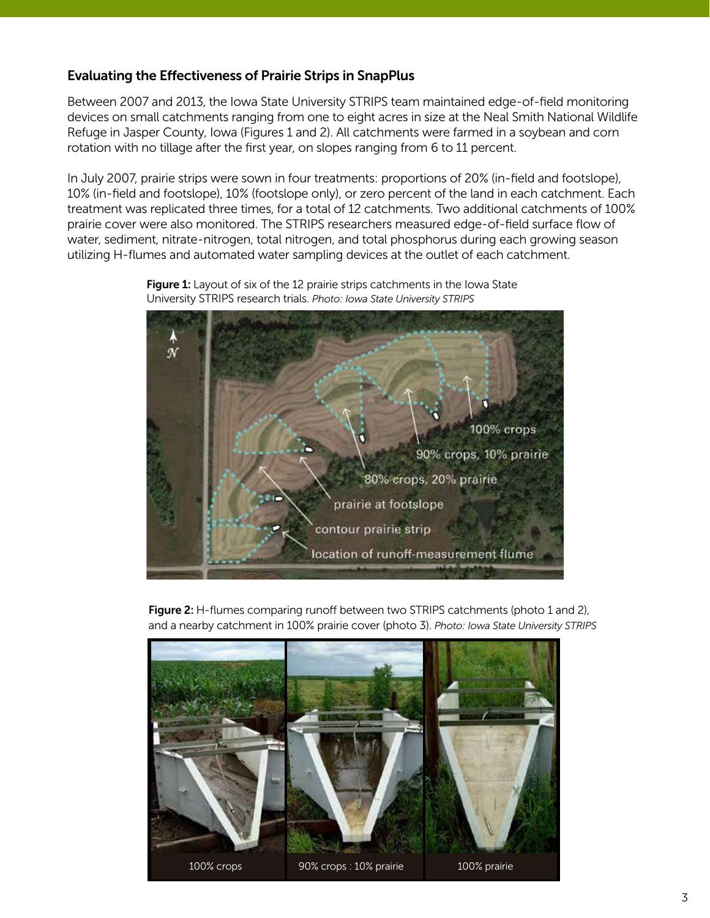### Evaluating the Effectiveness of Prairie Strips in SnapPlus

Between 2007 and 2013, the Iowa State University STRIPS team maintained edge-of-field monitoring devices on small catchments ranging from one to eight acres in size at the Neal Smith National Wildlife Refuge in Jasper County, Iowa (Figures 1 and 2). All catchments were farmed in a soybean and corn rotation with no tillage after the first year, on slopes ranging from 6 to 11 percent.

In July 2007, prairie strips were sown in four treatments: proportions of 20% (in-field and footslope), 10% (in-field and footslope), 10% (footslope only), or zero percent of the land in each catchment. Each treatment was replicated three times, for a total of 12 catchments. Two additional catchments of 100% prairie cover were also monitored. The STRIPS researchers measured edge-of-field surface flow of water, sediment, nitrate-nitrogen, total nitrogen, and total phosphorus during each growing season utilizing H-flumes and automated water sampling devices at the outlet of each catchment.

**Figure 1:** Layout of six of the 12 prairie strips catchments in the Iowa State University STRIPS research trials. *Photo: Iowa State University STRIPS*

**Figure 2:** H-flumes comparing runoff between two STRIPS catchments (photo 1 and 2), and a nearby catchment in 100% prairie cover (photo 3). *Photo: Iowa State University STRIPS*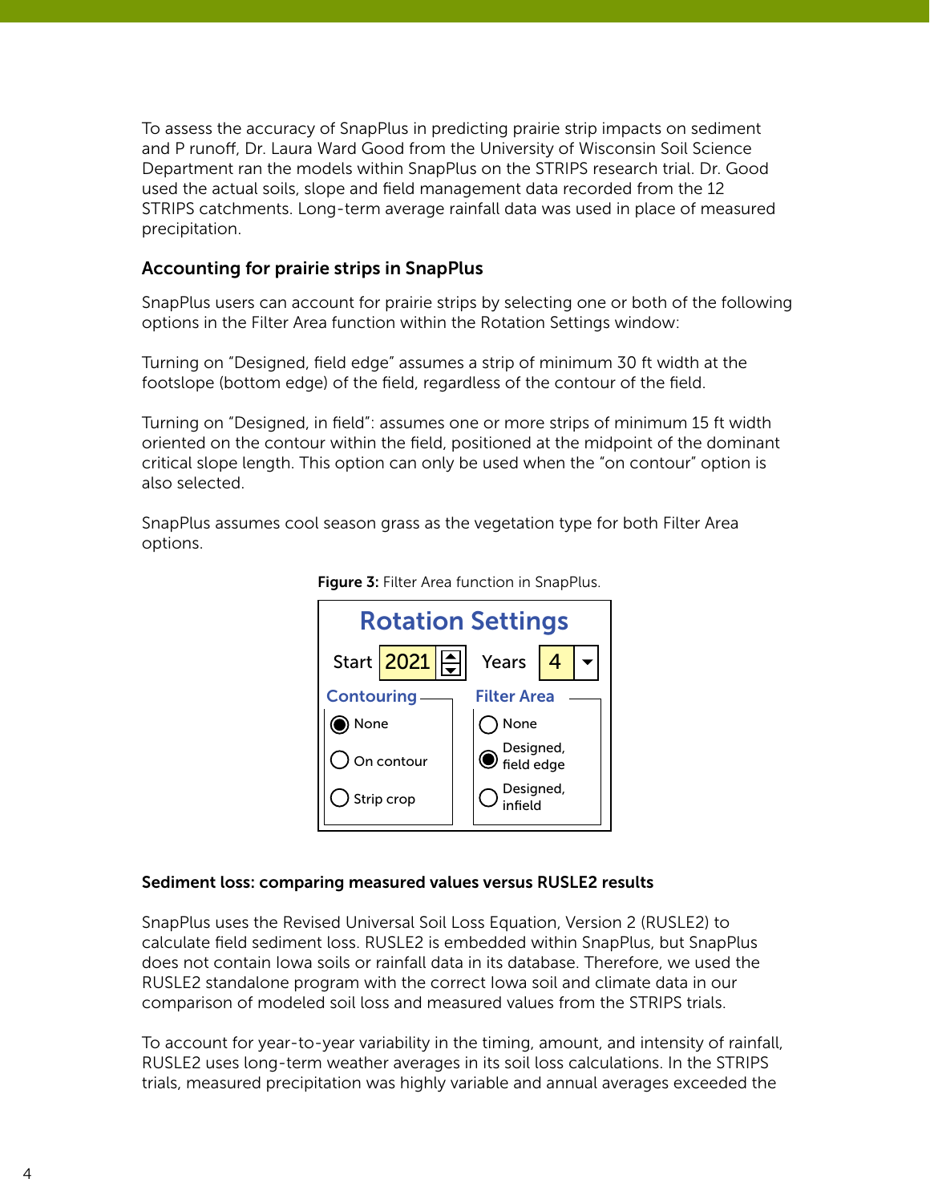To assess the accuracy of SnapPlus in predicting prairie strip impacts on sediment and P runoff, Dr. Laura Ward Good from the University of Wisconsin Soil Science Department ran the models within SnapPlus on the STRIPS research trial. Dr. Good used the actual soils, slope and field management data recorded from the 12 STRIPS catchments. Long-term average rainfall data was used in place of measured precipitation.

### Accounting for prairie strips in SnapPlus

SnapPlus users can account for prairie strips by selecting one or both of the following options in the Filter Area function within the Rotation Settings window:

Turning on "Designed, field edge" assumes a strip of minimum 30 ft width at the footslope (bottom edge) of the field, regardless of the contour of the field.

Turning on "Designed, in field": assumes one or more strips of minimum 15 ft width oriented on the contour within the field, positioned at the midpoint of the dominant critical slope length. This option can only be used when the "on contour" option is also selected.

SnapPlus assumes cool season grass as the vegetation type for both Filter Area options.

**Figure 3:** Filter Area function in SnapPlus.

Rotation Settings

Start 2021 Years 4

Contouring: None / On contour / Strip crop

Filter Area: None / Designed, field edge / Designed, infield

### Sediment loss: comparing measured values versus RUSLE2 results

SnapPlus uses the Revised Universal Soil Loss Equation, Version 2 (RUSLE2) to calculate field sediment loss. RUSLE2 is embedded within SnapPlus, but SnapPlus does not contain Iowa soils or rainfall data in its database. Therefore, we used the RUSLE2 standalone program with the correct Iowa soil and climate data in our comparison of modeled soil loss and measured values from the STRIPS trials.

To account for year-to-year variability in the timing, amount, and intensity of rainfall, RUSLE2 uses long-term weather averages in its soil loss calculations. In the STRIPS trials, measured precipitation was highly variable and annual averages exceeded the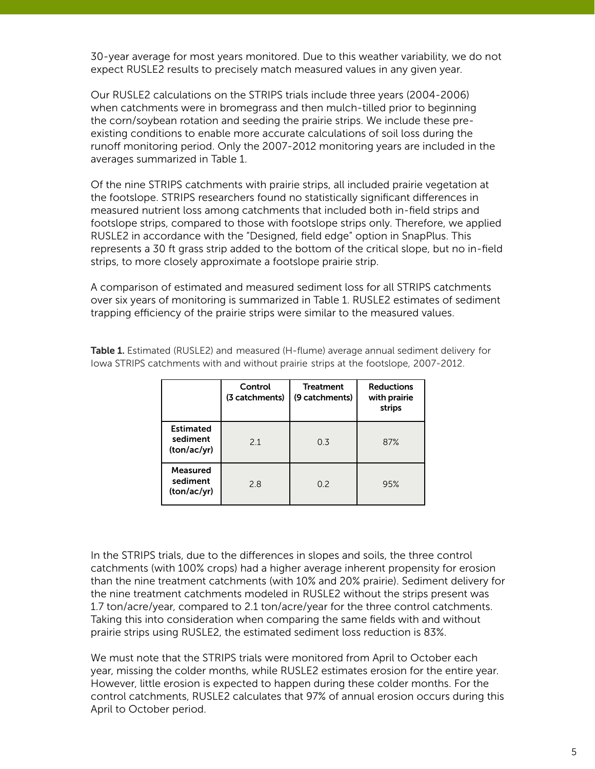30-year average for most years monitored. Due to this weather variability, we do not expect RUSLE2 results to precisely match measured values in any given year.

Our RUSLE2 calculations on the STRIPS trials include three years (2004-2006) when catchments were in bromegrass and then mulch-tilled prior to beginning the corn/soybean rotation and seeding the prairie strips. We include these pre-existing conditions to enable more accurate calculations of soil loss during the runoff monitoring period. Only the 2007-2012 monitoring years are included in the averages summarized in Table 1.

Of the nine STRIPS catchments with prairie strips, all included prairie vegetation at the footslope. STRIPS researchers found no statistically significant differences in measured nutrient loss among catchments that included both in-field strips and footslope strips, compared to those with footslope strips only. Therefore, we applied RUSLE2 in accordance with the "Designed, field edge" option in SnapPlus. This represents a 30 ft grass strip added to the bottom of the critical slope, but no in-field strips, to more closely approximate a footslope prairie strip.

A comparison of estimated and measured sediment loss for all STRIPS catchments over six years of monitoring is summarized in Table 1. RUSLE2 estimates of sediment trapping efficiency of the prairie strips were similar to the measured values.

**Table 1.** Estimated (RUSLE2) and measured (H-flume) average annual sediment delivery for Iowa STRIPS catchments with and without prairie strips at the footslope, 2007-2012.

| | Control (3 catchments) | Treatment (9 catchments) | Reductions with prairie strips |
|---|---|---|---|
| **Estimated sediment (ton/ac/yr)** | 2.1 | 0.3 | 87% |
| **Measured sediment (ton/ac/yr)** | 2.8 | 0.2 | 95% |

In the STRIPS trials, due to the differences in slopes and soils, the three control catchments (with 100% crops) had a higher average inherent propensity for erosion than the nine treatment catchments (with 10% and 20% prairie). Sediment delivery for the nine treatment catchments modeled in RUSLE2 without the strips present was 1.7 ton/acre/year, compared to 2.1 ton/acre/year for the three control catchments. Taking this into consideration when comparing the same fields with and without prairie strips using RUSLE2, the estimated sediment loss reduction is 83%.

We must note that the STRIPS trials were monitored from April to October each year, missing the colder months, while RUSLE2 estimates erosion for the entire year. However, little erosion is expected to happen during these colder months. For the control catchments, RUSLE2 calculates that 97% of annual erosion occurs during this April to October period.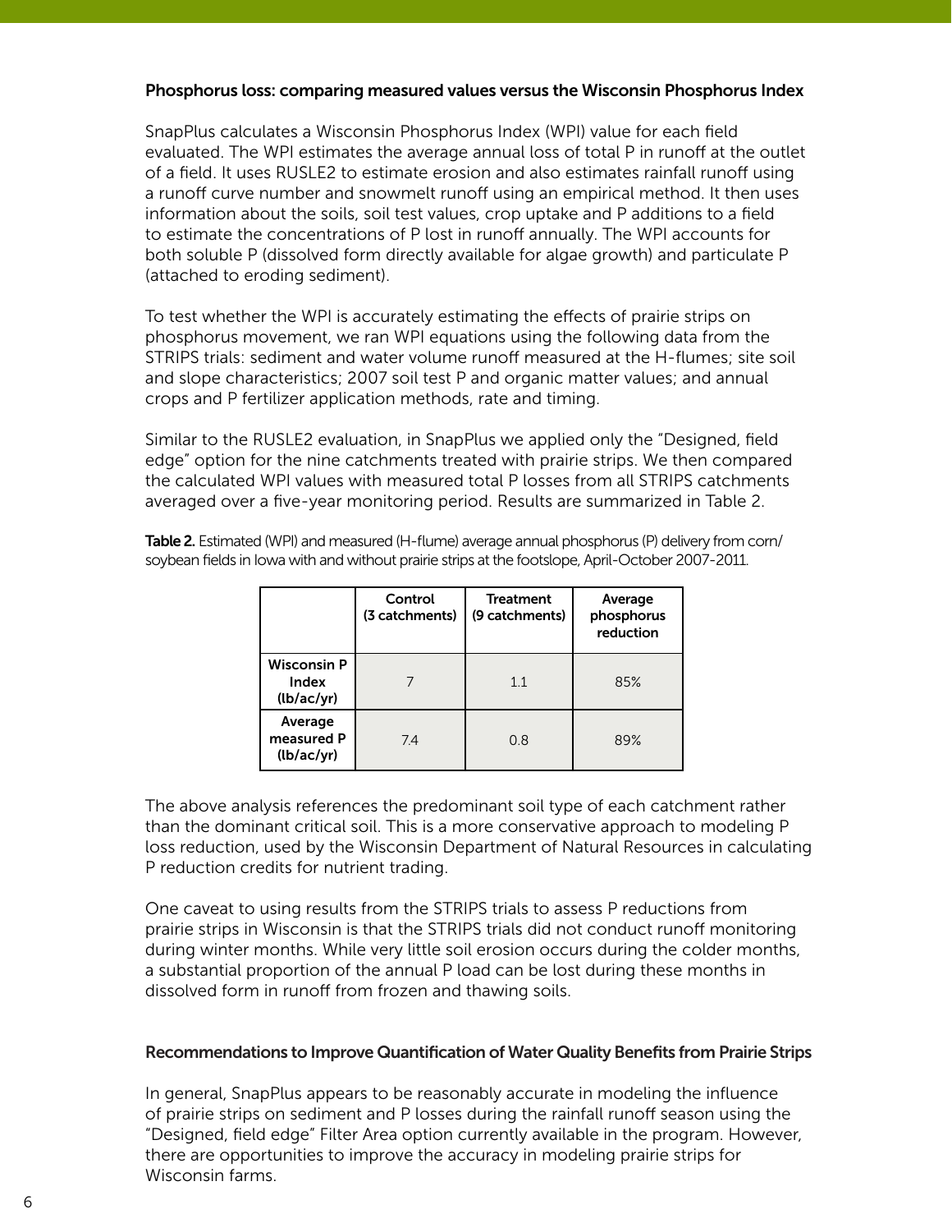### Phosphorus loss: comparing measured values versus the Wisconsin Phosphorus Index

SnapPlus calculates a Wisconsin Phosphorus Index (WPI) value for each field evaluated. The WPI estimates the average annual loss of total P in runoff at the outlet of a field. It uses RUSLE2 to estimate erosion and also estimates rainfall runoff using a runoff curve number and snowmelt runoff using an empirical method. It then uses information about the soils, soil test values, crop uptake and P additions to a field to estimate the concentrations of P lost in runoff annually. The WPI accounts for both soluble P (dissolved form directly available for algae growth) and particulate P (attached to eroding sediment).

To test whether the WPI is accurately estimating the effects of prairie strips on phosphorus movement, we ran WPI equations using the following data from the STRIPS trials: sediment and water volume runoff measured at the H-flumes; site soil and slope characteristics; 2007 soil test P and organic matter values; and annual crops and P fertilizer application methods, rate and timing.

Similar to the RUSLE2 evaluation, in SnapPlus we applied only the "Designed, field edge" option for the nine catchments treated with prairie strips. We then compared the calculated WPI values with measured total P losses from all STRIPS catchments averaged over a five-year monitoring period. Results are summarized in Table 2.

**Table 2.** Estimated (WPI) and measured (H-flume) average annual phosphorus (P) delivery from corn/soybean fields in Iowa with and without prairie strips at the footslope, April-October 2007-2011.

| | Control (3 catchments) | Treatment (9 catchments) | Average phosphorus reduction |
|---|---|---|---|
| **Wisconsin P Index (lb/ac/yr)** | 7 | 1.1 | 85% |
| **Average measured P (lb/ac/yr)** | 7.4 | 0.8 | 89% |

The above analysis references the predominant soil type of each catchment rather than the dominant critical soil. This is a more conservative approach to modeling P loss reduction, used by the Wisconsin Department of Natural Resources in calculating P reduction credits for nutrient trading.

One caveat to using results from the STRIPS trials to assess P reductions from prairie strips in Wisconsin is that the STRIPS trials did not conduct runoff monitoring during winter months. While very little soil erosion occurs during the colder months, a substantial proportion of the annual P load can be lost during these months in dissolved form in runoff from frozen and thawing soils.

### Recommendations to Improve Quantification of Water Quality Benefits from Prairie Strips

In general, SnapPlus appears to be reasonably accurate in modeling the influence of prairie strips on sediment and P losses during the rainfall runoff season using the "Designed, field edge" Filter Area option currently available in the program. However, there are opportunities to improve the accuracy in modeling prairie strips for Wisconsin farms.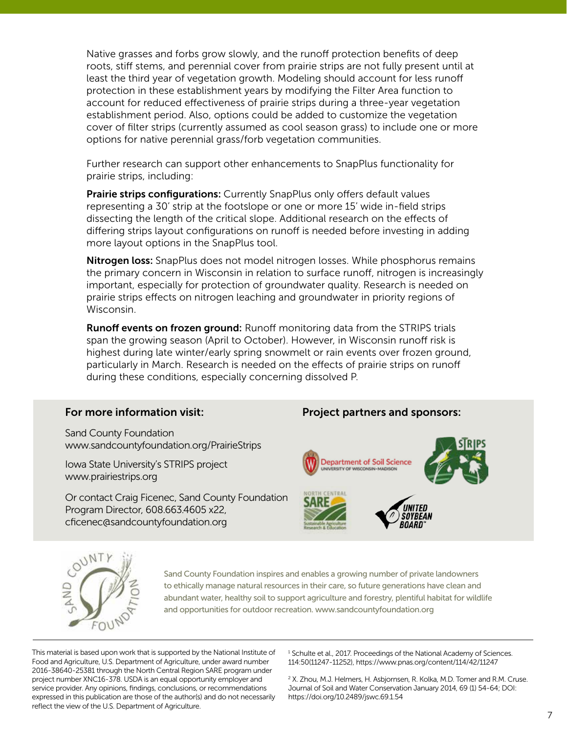Native grasses and forbs grow slowly, and the runoff protection benefits of deep roots, stiff stems, and perennial cover from prairie strips are not fully present until at least the third year of vegetation growth. Modeling should account for less runoff protection in these establishment years by modifying the Filter Area function to account for reduced effectiveness of prairie strips during a three-year vegetation establishment period. Also, options could be added to customize the vegetation cover of filter strips (currently assumed as cool season grass) to include one or more options for native perennial grass/forb vegetation communities.

Further research can support other enhancements to SnapPlus functionality for prairie strips, including:

**Prairie strips configurations:** Currently SnapPlus only offers default values representing a 30′ strip at the footslope or one or more 15′ wide in-field strips dissecting the length of the critical slope. Additional research on the effects of differing strips layout configurations on runoff is needed before investing in adding more layout options in the SnapPlus tool.

**Nitrogen loss:** SnapPlus does not model nitrogen losses. While phosphorus remains the primary concern in Wisconsin in relation to surface runoff, nitrogen is increasingly important, especially for protection of groundwater quality. Research is needed on prairie strips effects on nitrogen leaching and groundwater in priority regions of Wisconsin.

**Runoff events on frozen ground:** Runoff monitoring data from the STRIPS trials span the growing season (April to October). However, in Wisconsin runoff risk is highest during late winter/early spring snowmelt or rain events over frozen ground, particularly in March. Research is needed on the effects of prairie strips on runoff during these conditions, especially concerning dissolved P.

### For more information visit:

Sand County Foundation
www.sandcountyfoundation.org/PrairieStrips

Iowa State University's STRIPS project
www.prairiestrips.org

Or contact Craig Ficenec, Sand County Foundation Program Director, 608.663.4605 x22, cficenec@sandcountyfoundation.org

### Project partners and sponsors:

Department of Soil Science, University of Wisconsin-Madison; STRIPS; North Central SARE Sustainable Agriculture Research & Education; United Soybean Board

Sand County Foundation inspires and enables a growing number of private landowners to ethically manage natural resources in their care, so future generations have clean and abundant water, healthy soil to support agriculture and forestry, plentiful habitat for wildlife and opportunities for outdoor recreation. www.sandcountyfoundation.org

This material is based upon work that is supported by the National Institute of Food and Agriculture, U.S. Department of Agriculture, under award number 2016-38640-25381 through the North Central Region SARE program under project number XNC16-378. USDA is an equal opportunity employer and service provider. Any opinions, findings, conclusions, or recommendations expressed in this publication are those of the author(s) and do not necessarily reflect the view of the U.S. Department of Agriculture.

[1] Schulte et al., 2017. Proceedings of the National Academy of Sciences. 114:50(11247-11252), https://www.pnas.org/content/114/42/11247

[2] X. Zhou, M.J. Helmers, H. Asbjornsen, R. Kolka, M.D. Tomer and R.M. Cruse. Journal of Soil and Water Conservation January 2014, 69 (1) 54-64; DOI: https://doi.org/10.2489/jswc.69.1.54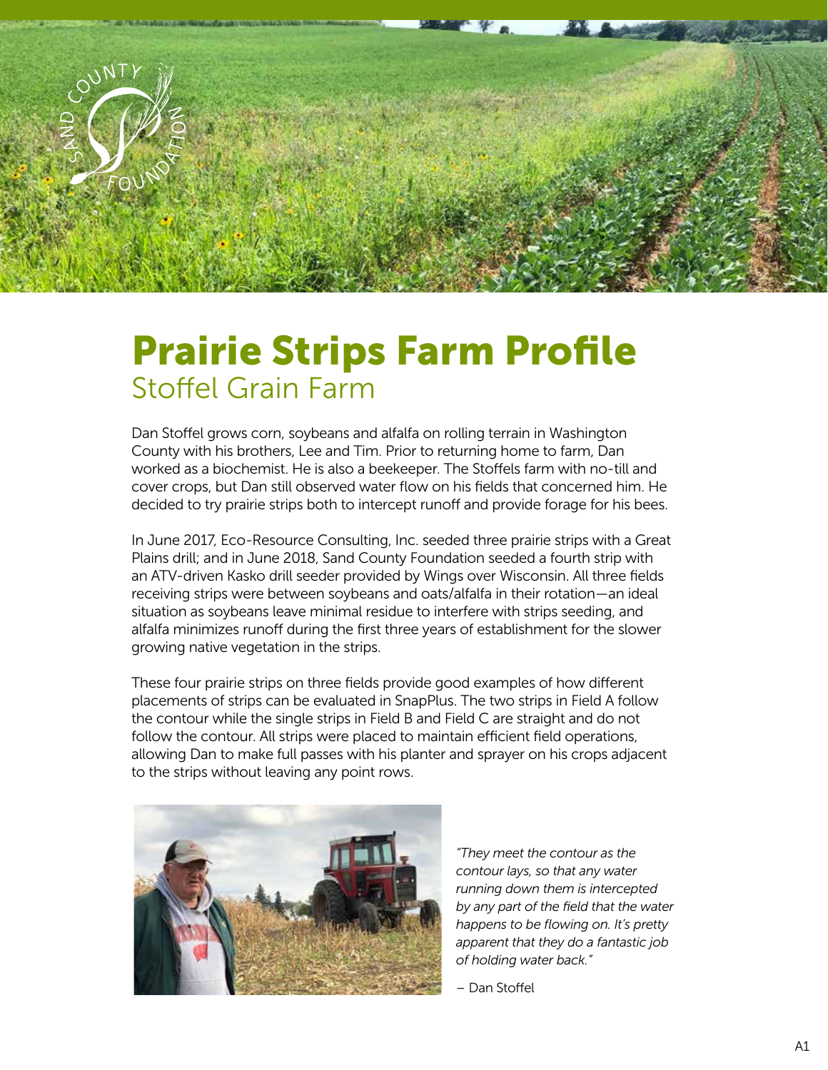# Prairie Strips Farm Profile

## Stoffel Grain Farm

Dan Stoffel grows corn, soybeans and alfalfa on rolling terrain in Washington County with his brothers, Lee and Tim. Prior to returning home to farm, Dan worked as a biochemist. He is also a beekeeper. The Stoffels farm with no-till and cover crops, but Dan still observed water flow on his fields that concerned him. He decided to try prairie strips both to intercept runoff and provide forage for his bees.

In June 2017, Eco-Resource Consulting, Inc. seeded three prairie strips with a Great Plains drill; and in June 2018, Sand County Foundation seeded a fourth strip with an ATV-driven Kasko drill seeder provided by Wings over Wisconsin. All three fields receiving strips were between soybeans and oats/alfalfa in their rotation—an ideal situation as soybeans leave minimal residue to interfere with strips seeding, and alfalfa minimizes runoff during the first three years of establishment for the slower growing native vegetation in the strips.

These four prairie strips on three fields provide good examples of how different placements of strips can be evaluated in SnapPlus. The two strips in Field A follow the contour while the single strips in Field B and Field C are straight and do not follow the contour. All strips were placed to maintain efficient field operations, allowing Dan to make full passes with his planter and sprayer on his crops adjacent to the strips without leaving any point rows.

*"They meet the contour as the contour lays, so that any water running down them is intercepted by any part of the field that the water happens to be flowing on. It's pretty apparent that they do a fantastic job of holding water back."*

– Dan Stoffel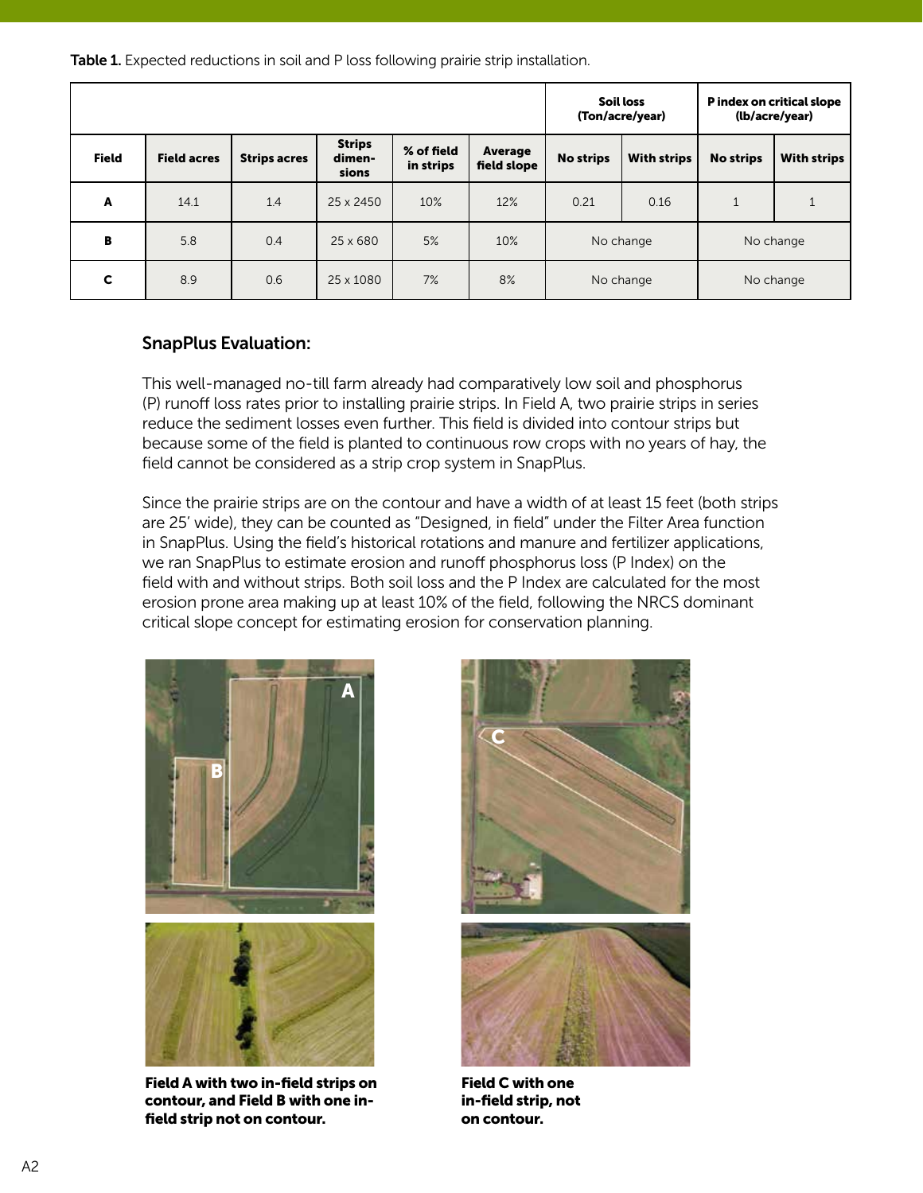**Table 1.** Expected reductions in soil and P loss following prairie strip installation.

| | | | | | | Soil loss (Ton/acre/year) | | P index on critical slope (lb/acre/year) | |
|---|---|---|---|---|---|---|---|---|---|
| **Field** | **Field acres** | **Strips acres** | **Strips dimensions** | **% of field in strips** | **Average field slope** | **No strips** | **With strips** | **No strips** | **With strips** |
| **A** | 14.1 | 1.4 | 25 x 2450 | 10% | 12% | 0.21 | 0.16 | 1 | 1 |
| **B** | 5.8 | 0.4 | 25 x 680 | 5% | 10% | No change | | No change | |
| **C** | 8.9 | 0.6 | 25 x 1080 | 7% | 8% | No change | | No change | |

### SnapPlus Evaluation:

This well-managed no-till farm already had comparatively low soil and phosphorus (P) runoff loss rates prior to installing prairie strips. In Field A, two prairie strips in series reduce the sediment losses even further. This field is divided into contour strips but because some of the field is planted to continuous row crops with no years of hay, the field cannot be considered as a strip crop system in SnapPlus.

Since the prairie strips are on the contour and have a width of at least 15 feet (both strips are 25' wide), they can be counted as "Designed, in field" under the Filter Area function in SnapPlus. Using the field's historical rotations and manure and fertilizer applications, we ran SnapPlus to estimate erosion and runoff phosphorus loss (P Index) on the field with and without strips. Both soil loss and the P Index are calculated for the most erosion prone area making up at least 10% of the field, following the NRCS dominant critical slope concept for estimating erosion for conservation planning.

**Field A with two in-field strips on contour, and Field B with one in-field strip not on contour.**

**Field C with one in-field strip, not on contour.**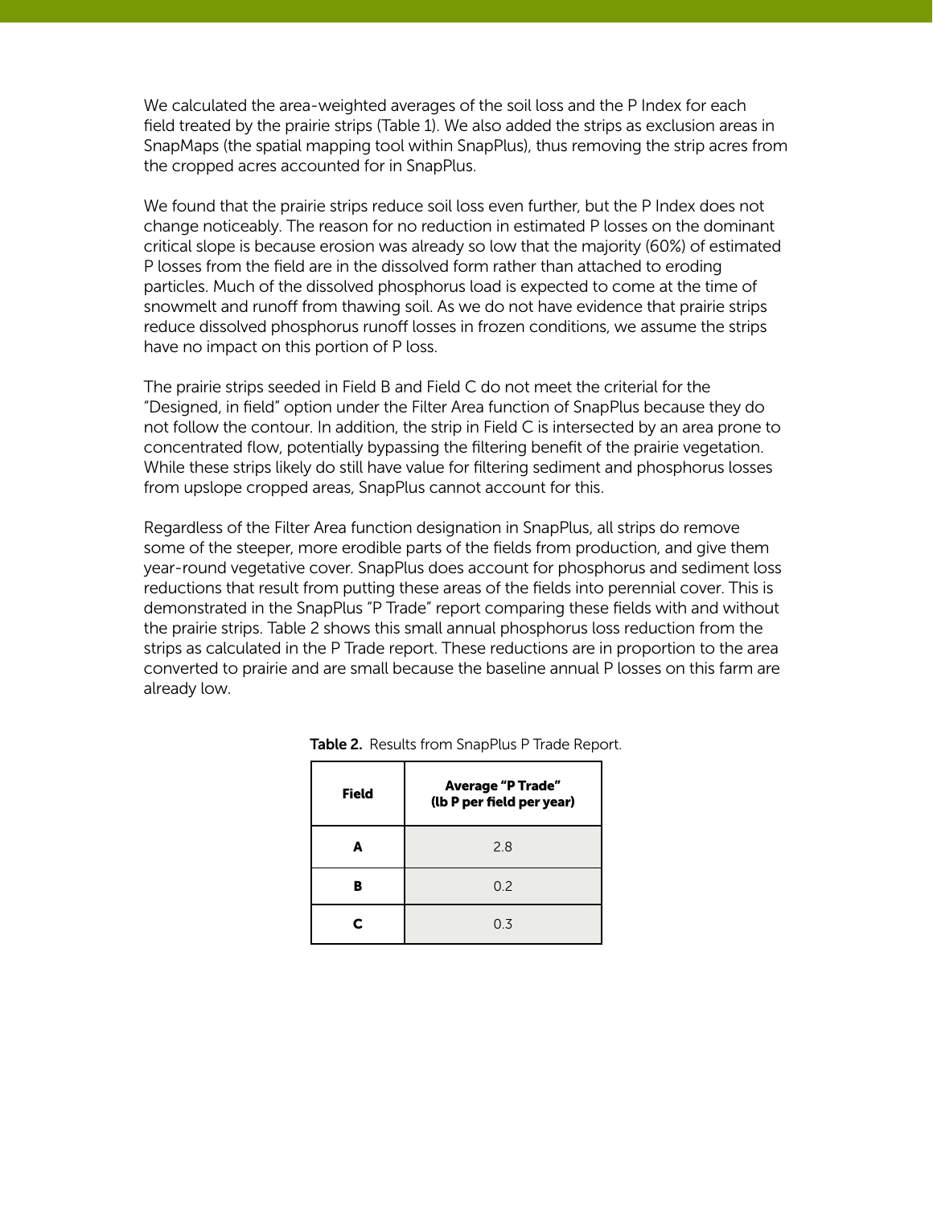We calculated the area-weighted averages of the soil loss and the P Index for each field treated by the prairie strips (Table 1). We also added the strips as exclusion areas in SnapMaps (the spatial mapping tool within SnapPlus), thus removing the strip acres from the cropped acres accounted for in SnapPlus.

We found that the prairie strips reduce soil loss even further, but the P Index does not change noticeably. The reason for no reduction in estimated P losses on the dominant critical slope is because erosion was already so low that the majority (60%) of estimated P losses from the field are in the dissolved form rather than attached to eroding particles. Much of the dissolved phosphorus load is expected to come at the time of snowmelt and runoff from thawing soil. As we do not have evidence that prairie strips reduce dissolved phosphorus runoff losses in frozen conditions, we assume the strips have no impact on this portion of P loss.

The prairie strips seeded in Field B and Field C do not meet the criterial for the "Designed, in field" option under the Filter Area function of SnapPlus because they do not follow the contour. In addition, the strip in Field C is intersected by an area prone to concentrated flow, potentially bypassing the filtering benefit of the prairie vegetation. While these strips likely do still have value for filtering sediment and phosphorus losses from upslope cropped areas, SnapPlus cannot account for this.

Regardless of the Filter Area function designation in SnapPlus, all strips do remove some of the steeper, more erodible parts of the fields from production, and give them year-round vegetative cover. SnapPlus does account for phosphorus and sediment loss reductions that result from putting these areas of the fields into perennial cover. This is demonstrated in the SnapPlus "P Trade" report comparing these fields with and without the prairie strips. Table 2 shows this small annual phosphorus loss reduction from the strips as calculated in the P Trade report. These reductions are in proportion to the area converted to prairie and are small because the baseline annual P losses on this farm are already low.

**Table 2.** Results from SnapPlus P Trade Report.

| Field | Average "P Trade" (lb P per field per year) |
|---|---|
| A | 2.8 |
| B | 0.2 |
| C | 0.3 |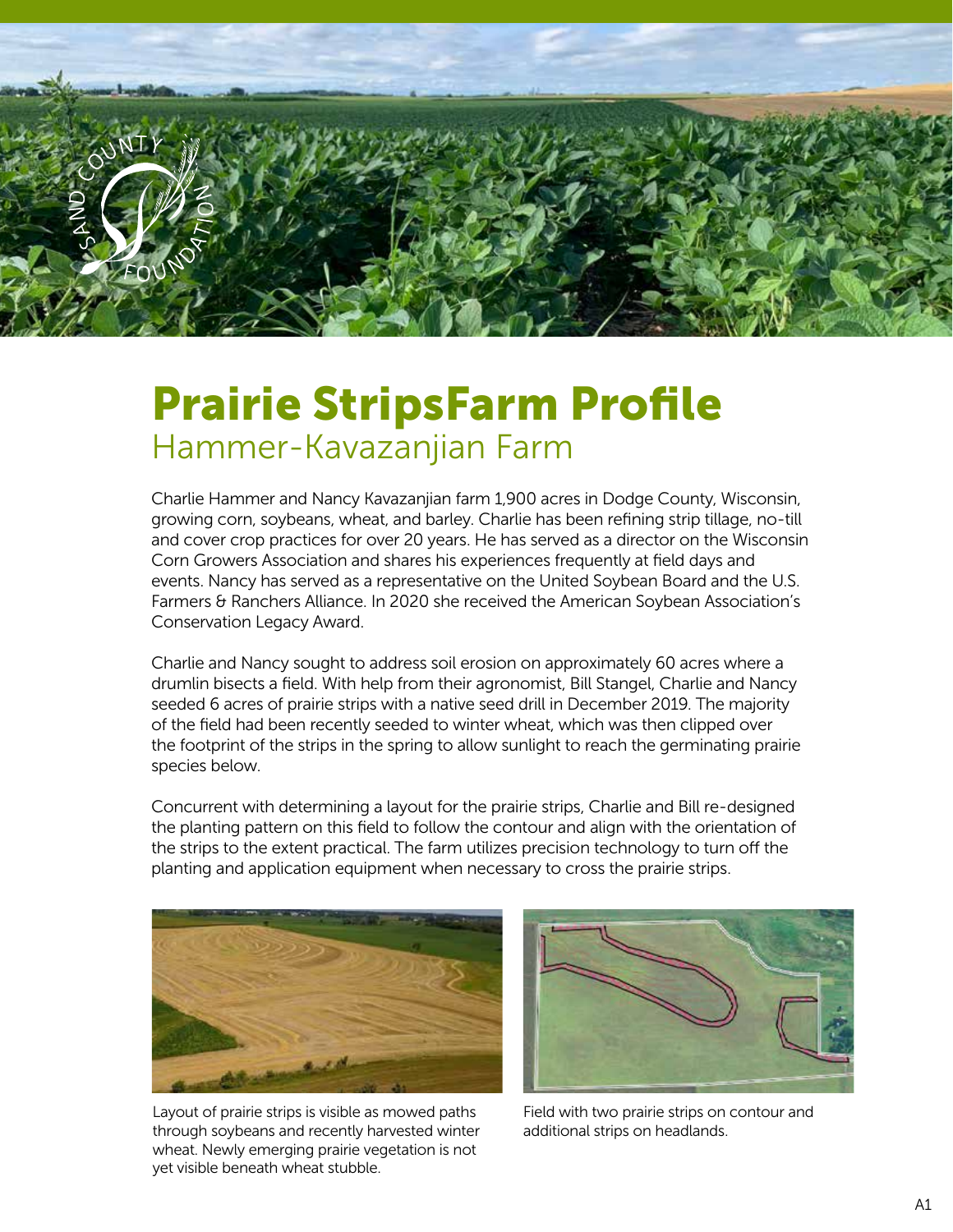# Prairie StripsFarm Profile

## Hammer-Kavazanjian Farm

Charlie Hammer and Nancy Kavazanjian farm 1,900 acres in Dodge County, Wisconsin, growing corn, soybeans, wheat, and barley. Charlie has been refining strip tillage, no-till and cover crop practices for over 20 years. He has served as a director on the Wisconsin Corn Growers Association and shares his experiences frequently at field days and events. Nancy has served as a representative on the United Soybean Board and the U.S. Farmers & Ranchers Alliance. In 2020 she received the American Soybean Association's Conservation Legacy Award.

Charlie and Nancy sought to address soil erosion on approximately 60 acres where a drumlin bisects a field. With help from their agronomist, Bill Stangel, Charlie and Nancy seeded 6 acres of prairie strips with a native seed drill in December 2019. The majority of the field had been recently seeded to winter wheat, which was then clipped over the footprint of the strips in the spring to allow sunlight to reach the germinating prairie species below.

Concurrent with determining a layout for the prairie strips, Charlie and Bill re-designed the planting pattern on this field to follow the contour and align with the orientation of the strips to the extent practical. The farm utilizes precision technology to turn off the planting and application equipment when necessary to cross the prairie strips.

Layout of prairie strips is visible as mowed paths through soybeans and recently harvested winter wheat. Newly emerging prairie vegetation is not yet visible beneath wheat stubble.

Field with two prairie strips on contour and additional strips on headlands.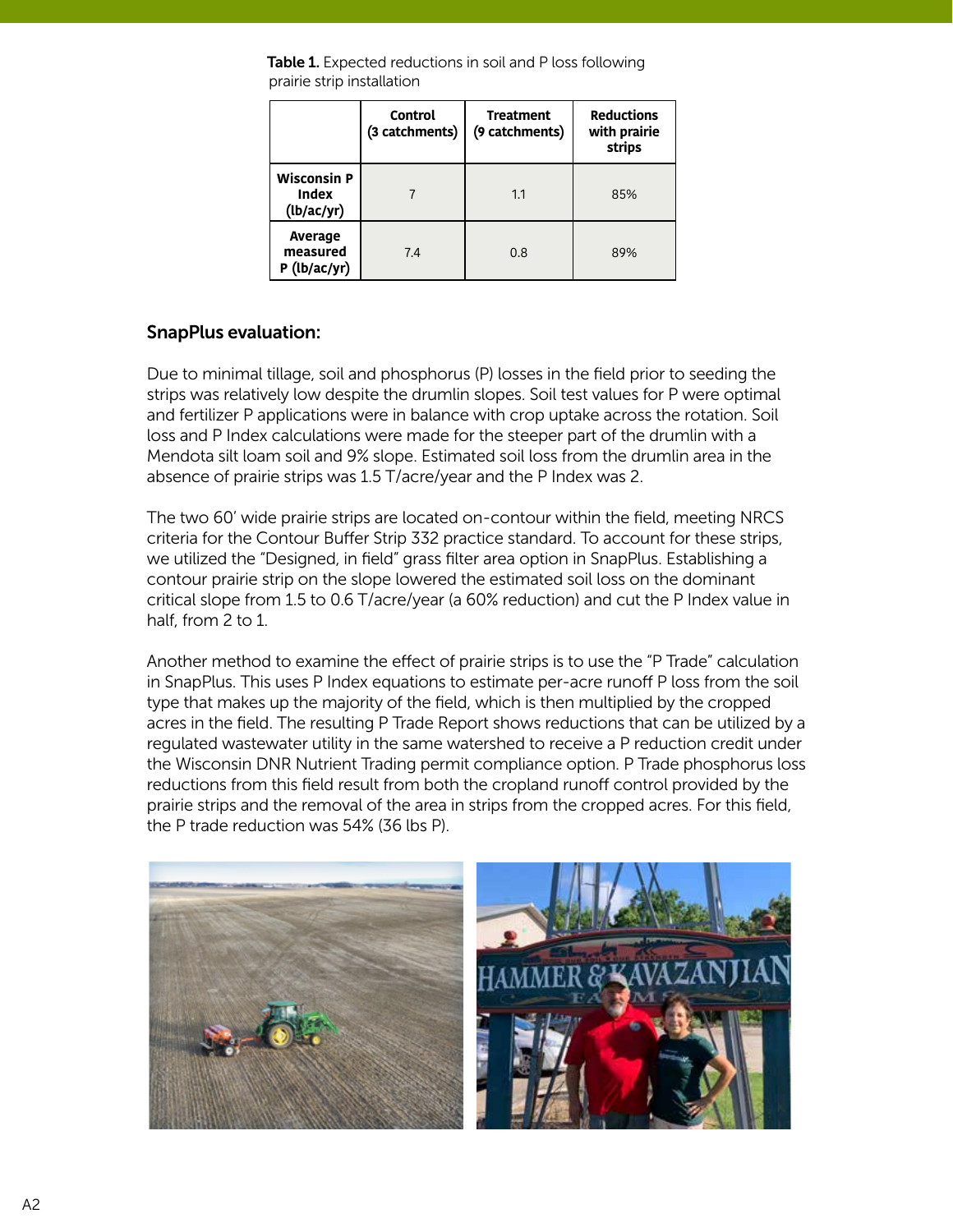**Table 1.** Expected reductions in soil and P loss following prairie strip installation

| | Control (3 catchments) | Treatment (9 catchments) | Reductions with prairie strips |
|---|---|---|---|
| **Wisconsin P Index (lb/ac/yr)** | 7 | 1.1 | 85% |
| **Average measured P (lb/ac/yr)** | 7.4 | 0.8 | 89% |

## SnapPlus evaluation:

Due to minimal tillage, soil and phosphorus (P) losses in the field prior to seeding the strips was relatively low despite the drumlin slopes. Soil test values for P were optimal and fertilizer P applications were in balance with crop uptake across the rotation. Soil loss and P Index calculations were made for the steeper part of the drumlin with a Mendota silt loam soil and 9% slope. Estimated soil loss from the drumlin area in the absence of prairie strips was 1.5 T/acre/year and the P Index was 2.

The two 60' wide prairie strips are located on-contour within the field, meeting NRCS criteria for the Contour Buffer Strip 332 practice standard. To account for these strips, we utilized the "Designed, in field" grass filter area option in SnapPlus. Establishing a contour prairie strip on the slope lowered the estimated soil loss on the dominant critical slope from 1.5 to 0.6 T/acre/year (a 60% reduction) and cut the P Index value in half, from 2 to 1.

Another method to examine the effect of prairie strips is to use the "P Trade" calculation in SnapPlus. This uses P Index equations to estimate per-acre runoff P loss from the soil type that makes up the majority of the field, which is then multiplied by the cropped acres in the field. The resulting P Trade Report shows reductions that can be utilized by a regulated wastewater utility in the same watershed to receive a P reduction credit under the Wisconsin DNR Nutrient Trading permit compliance option. P Trade phosphorus loss reductions from this field result from both the cropland runoff control provided by the prairie strips and the removal of the area in strips from the cropped acres. For this field, the P trade reduction was 54% (36 lbs P).